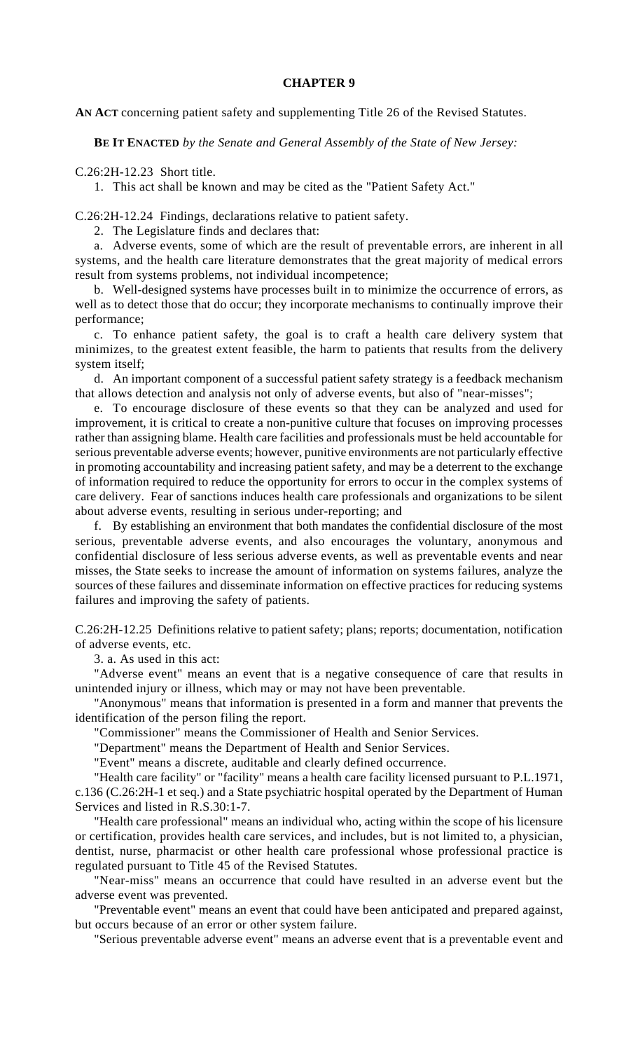# CHAPTER 9

**AN ACT** concerning patient safety and supplementing Title 26 of the Revised Statutes.

**BE IT ENACTED** *by the Senate and General Assembly of the State of New Jersey:*

C.26:2H-12.23 Short title.

1. This act shall be known and may be cited as the "Patient Safety Act."

C.26:2H-12.24 Findings, declarations relative to patient safety.

2. The Legislature finds and declares that:

a. Adverse events, some of which are the result of preventable errors, are inherent in all systems, and the health care literature demonstrates that the great majority of medical errors result from systems problems, not individual incompetence;

b. Well-designed systems have processes built in to minimize the occurrence of errors, as well as to detect those that do occur; they incorporate mechanisms to continually improve their performance;

c. To enhance patient safety, the goal is to craft a health care delivery system that minimizes, to the greatest extent feasible, the harm to patients that results from the delivery system itself;

d. An important component of a successful patient safety strategy is a feedback mechanism that allows detection and analysis not only of adverse events, but also of "near-misses";

e. To encourage disclosure of these events so that they can be analyzed and used for improvement, it is critical to create a non-punitive culture that focuses on improving processes rather than assigning blame. Health care facilities and professionals must be held accountable for serious preventable adverse events; however, punitive environments are not particularly effective in promoting accountability and increasing patient safety, and may be a deterrent to the exchange of information required to reduce the opportunity for errors to occur in the complex systems of care delivery. Fear of sanctions induces health care professionals and organizations to be silent about adverse events, resulting in serious under-reporting; and

f. By establishing an environment that both mandates the confidential disclosure of the most serious, preventable adverse events, and also encourages the voluntary, anonymous and confidential disclosure of less serious adverse events, as well as preventable events and near misses, the State seeks to increase the amount of information on systems failures, analyze the sources of these failures and disseminate information on effective practices for reducing systems failures and improving the safety of patients.

C.26:2H-12.25 Definitions relative to patient safety; plans; reports; documentation, notification of adverse events, etc.

3. a. As used in this act:

"Adverse event" means an event that is a negative consequence of care that results in unintended injury or illness, which may or may not have been preventable.

"Anonymous" means that information is presented in a form and manner that prevents the identification of the person filing the report.

"Commissioner" means the Commissioner of Health and Senior Services.

"Department" means the Department of Health and Senior Services.

"Event" means a discrete, auditable and clearly defined occurrence.

"Health care facility" or "facility" means a health care facility licensed pursuant to P.L.1971, c.136 (C.26:2H-1 et seq.) and a State psychiatric hospital operated by the Department of Human Services and listed in R.S.30:1-7.

"Health care professional" means an individual who, acting within the scope of his licensure or certification, provides health care services, and includes, but is not limited to, a physician, dentist, nurse, pharmacist or other health care professional whose professional practice is regulated pursuant to Title 45 of the Revised Statutes.

"Near-miss" means an occurrence that could have resulted in an adverse event but the adverse event was prevented.

"Preventable event" means an event that could have been anticipated and prepared against, but occurs because of an error or other system failure.

"Serious preventable adverse event" means an adverse event that is a preventable event and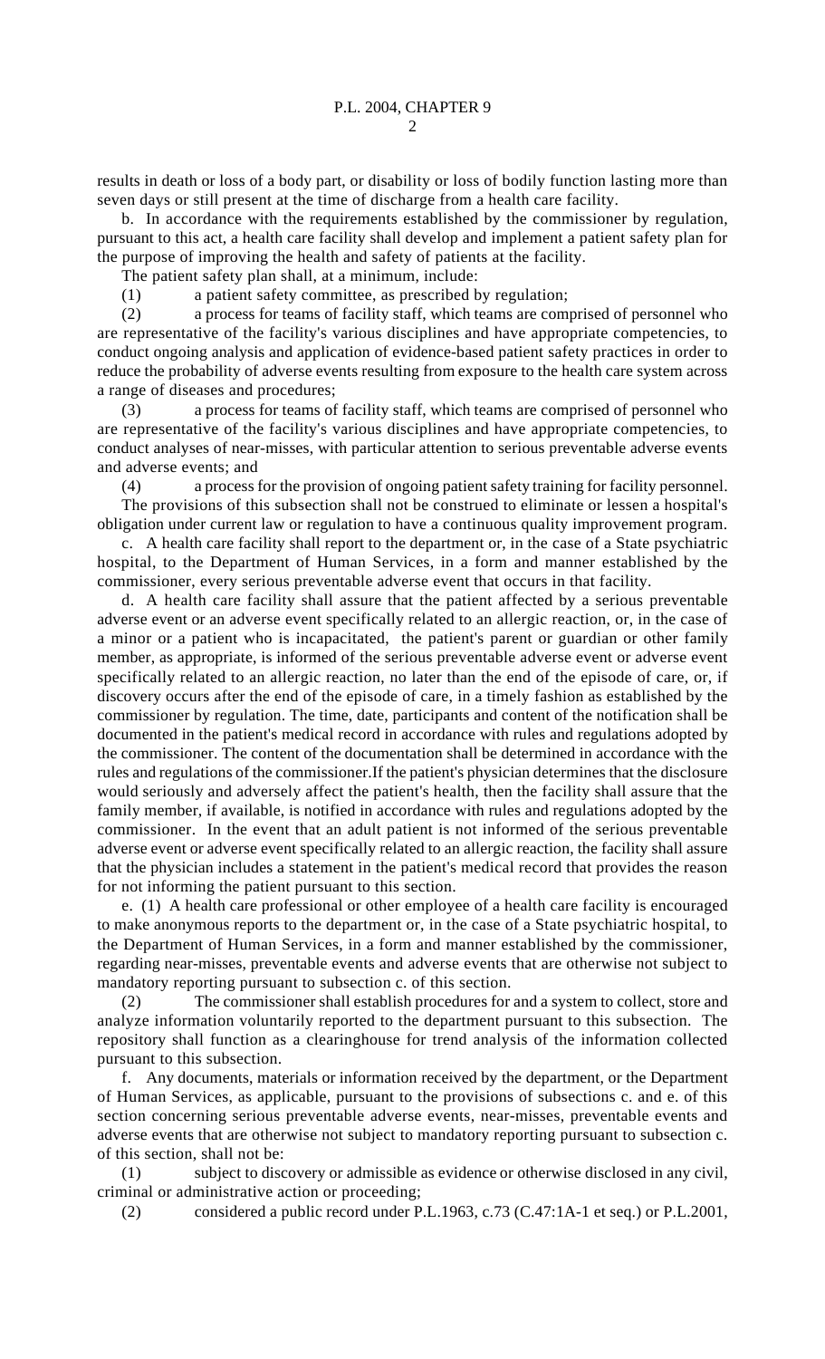results in death or loss of a body part, or disability or loss of bodily function lasting more than seven days or still present at the time of discharge from a health care facility.

b. In accordance with the requirements established by the commissioner by regulation, pursuant to this act, a health care facility shall develop and implement a patient safety plan for the purpose of improving the health and safety of patients at the facility.

The patient safety plan shall, at a minimum, include:

(1) a patient safety committee, as prescribed by regulation;

(2) a process for teams of facility staff, which teams are comprised of personnel who are representative of the facility's various disciplines and have appropriate competencies, to conduct ongoing analysis and application of evidence-based patient safety practices in order to reduce the probability of adverse events resulting from exposure to the health care system across a range of diseases and procedures;

(3) a process for teams of facility staff, which teams are comprised of personnel who are representative of the facility's various disciplines and have appropriate competencies, to conduct analyses of near-misses, with particular attention to serious preventable adverse events and adverse events; and

(4) a process for the provision of ongoing patient safety training for facility personnel.

The provisions of this subsection shall not be construed to eliminate or lessen a hospital's obligation under current law or regulation to have a continuous quality improvement program.

c. A health care facility shall report to the department or, in the case of a State psychiatric hospital, to the Department of Human Services, in a form and manner established by the commissioner, every serious preventable adverse event that occurs in that facility.

d. A health care facility shall assure that the patient affected by a serious preventable adverse event or an adverse event specifically related to an allergic reaction, or, in the case of a minor or a patient who is incapacitated, the patient's parent or guardian or other family member, as appropriate, is informed of the serious preventable adverse event or adverse event specifically related to an allergic reaction, no later than the end of the episode of care, or, if discovery occurs after the end of the episode of care, in a timely fashion as established by the commissioner by regulation. The time, date, participants and content of the notification shall be documented in the patient's medical record in accordance with rules and regulations adopted by the commissioner. The content of the documentation shall be determined in accordance with the rules and regulations of the commissioner.If the patient's physician determines that the disclosure would seriously and adversely affect the patient's health, then the facility shall assure that the family member, if available, is notified in accordance with rules and regulations adopted by the commissioner. In the event that an adult patient is not informed of the serious preventable adverse event or adverse event specifically related to an allergic reaction, the facility shall assure that the physician includes a statement in the patient's medical record that provides the reason for not informing the patient pursuant to this section.

e. (1) A health care professional or other employee of a health care facility is encouraged to make anonymous reports to the department or, in the case of a State psychiatric hospital, to the Department of Human Services, in a form and manner established by the commissioner, regarding near-misses, preventable events and adverse events that are otherwise not subject to mandatory reporting pursuant to subsection c. of this section.

(2) The commissioner shall establish procedures for and a system to collect, store and analyze information voluntarily reported to the department pursuant to this subsection. The repository shall function as a clearinghouse for trend analysis of the information collected pursuant to this subsection.

f. Any documents, materials or information received by the department, or the Department of Human Services, as applicable, pursuant to the provisions of subsections c. and e. of this section concerning serious preventable adverse events, near-misses, preventable events and adverse events that are otherwise not subject to mandatory reporting pursuant to subsection c. of this section, shall not be:

(1) subject to discovery or admissible as evidence or otherwise disclosed in any civil, criminal or administrative action or proceeding;

(2) considered a public record under P.L.1963, c.73 (C.47:1A-1 et seq.) or P.L.2001,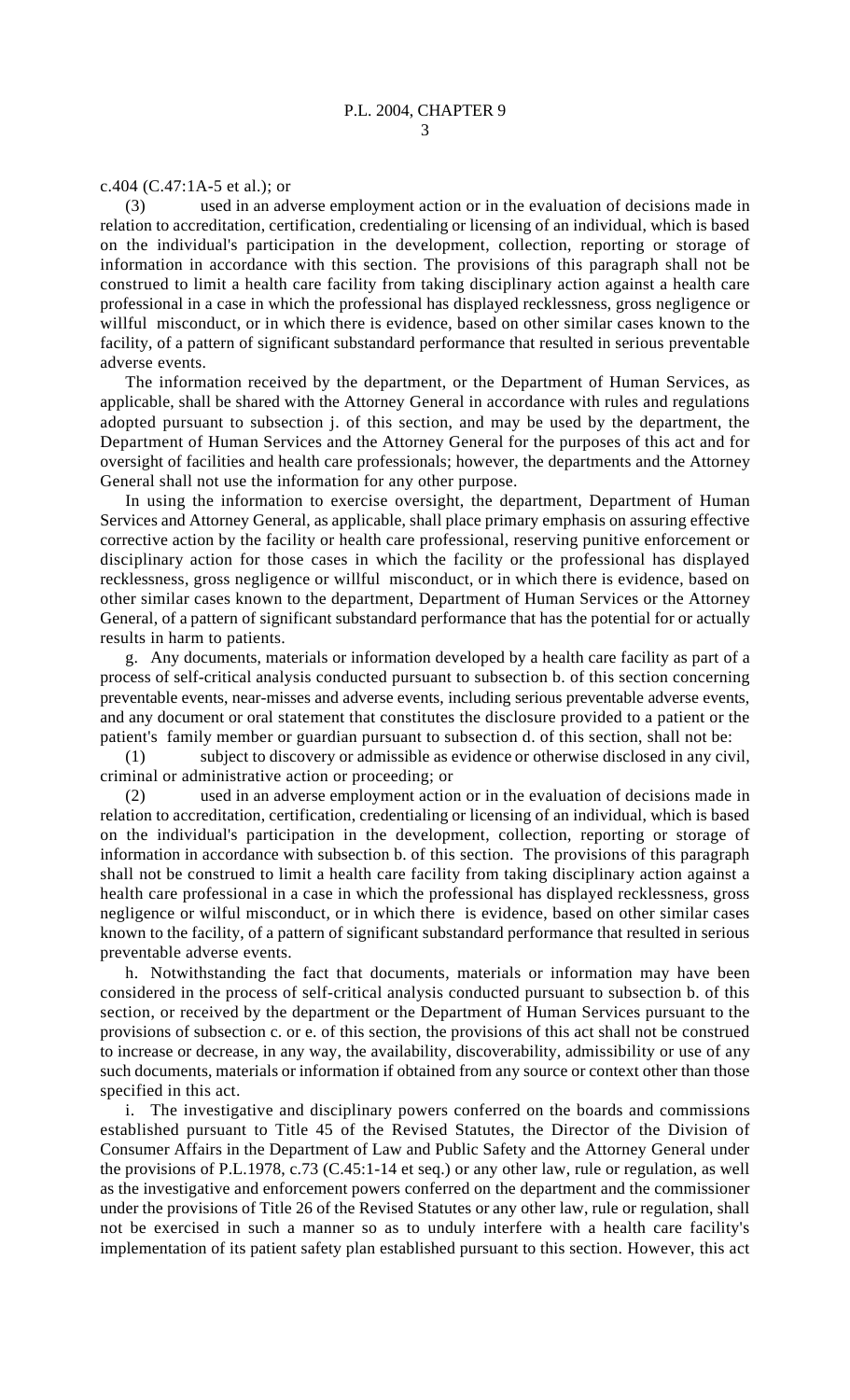c.404 (C.47:1A-5 et al.); or

(3) used in an adverse employment action or in the evaluation of decisions made in relation to accreditation, certification, credentialing or licensing of an individual, which is based on the individual's participation in the development, collection, reporting or storage of information in accordance with this section. The provisions of this paragraph shall not be construed to limit a health care facility from taking disciplinary action against a health care professional in a case in which the professional has displayed recklessness, gross negligence or willful misconduct, or in which there is evidence, based on other similar cases known to the facility, of a pattern of significant substandard performance that resulted in serious preventable adverse events.

The information received by the department, or the Department of Human Services, as applicable, shall be shared with the Attorney General in accordance with rules and regulations adopted pursuant to subsection j. of this section, and may be used by the department, the Department of Human Services and the Attorney General for the purposes of this act and for oversight of facilities and health care professionals; however, the departments and the Attorney General shall not use the information for any other purpose.

In using the information to exercise oversight, the department, Department of Human Services and Attorney General, as applicable, shall place primary emphasis on assuring effective corrective action by the facility or health care professional, reserving punitive enforcement or disciplinary action for those cases in which the facility or the professional has displayed recklessness, gross negligence or willful misconduct, or in which there is evidence, based on other similar cases known to the department, Department of Human Services or the Attorney General, of a pattern of significant substandard performance that has the potential for or actually results in harm to patients.

g. Any documents, materials or information developed by a health care facility as part of a process of self-critical analysis conducted pursuant to subsection b. of this section concerning preventable events, near-misses and adverse events, including serious preventable adverse events, and any document or oral statement that constitutes the disclosure provided to a patient or the patient's family member or guardian pursuant to subsection d. of this section, shall not be:

(1) subject to discovery or admissible as evidence or otherwise disclosed in any civil, criminal or administrative action or proceeding; or

(2) used in an adverse employment action or in the evaluation of decisions made in relation to accreditation, certification, credentialing or licensing of an individual, which is based on the individual's participation in the development, collection, reporting or storage of information in accordance with subsection b. of this section. The provisions of this paragraph shall not be construed to limit a health care facility from taking disciplinary action against a health care professional in a case in which the professional has displayed recklessness, gross negligence or wilful misconduct, or in which there is evidence, based on other similar cases known to the facility, of a pattern of significant substandard performance that resulted in serious preventable adverse events.

h. Notwithstanding the fact that documents, materials or information may have been considered in the process of self-critical analysis conducted pursuant to subsection b. of this section, or received by the department or the Department of Human Services pursuant to the provisions of subsection c. or e. of this section, the provisions of this act shall not be construed to increase or decrease, in any way, the availability, discoverability, admissibility or use of any such documents, materials or information if obtained from any source or context other than those specified in this act.

i. The investigative and disciplinary powers conferred on the boards and commissions established pursuant to Title 45 of the Revised Statutes, the Director of the Division of Consumer Affairs in the Department of Law and Public Safety and the Attorney General under the provisions of P.L.1978, c.73 (C.45:1-14 et seq.) or any other law, rule or regulation, as well as the investigative and enforcement powers conferred on the department and the commissioner under the provisions of Title 26 of the Revised Statutes or any other law, rule or regulation, shall not be exercised in such a manner so as to unduly interfere with a health care facility's implementation of its patient safety plan established pursuant to this section. However, this act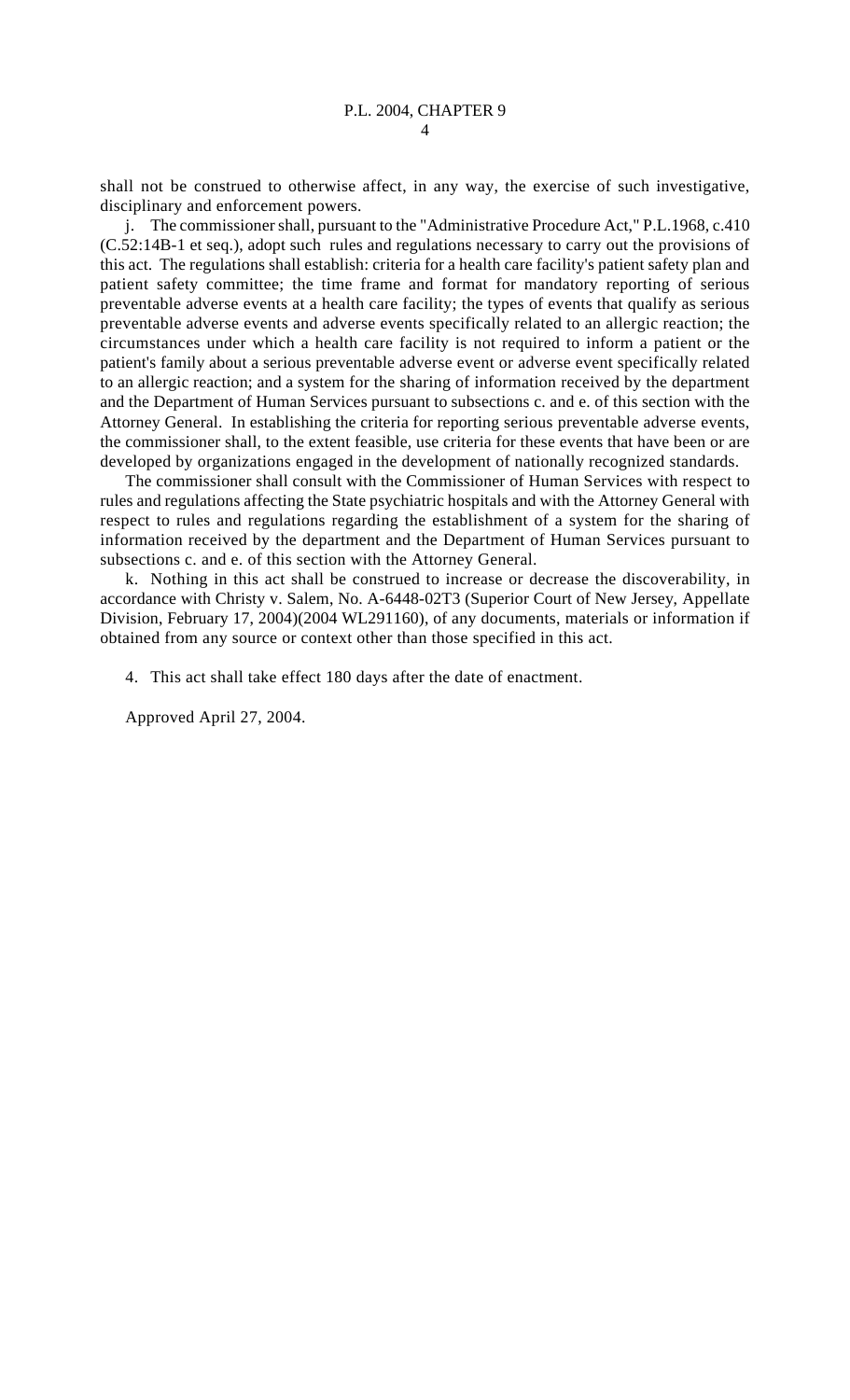shall not be construed to otherwise affect, in any way, the exercise of such investigative, disciplinary and enforcement powers.

j. The commissioner shall, pursuant to the "Administrative Procedure Act," P.L.1968, c.410 (C.52:14B-1 et seq.), adopt such rules and regulations necessary to carry out the provisions of this act. The regulations shall establish: criteria for a health care facility's patient safety plan and patient safety committee; the time frame and format for mandatory reporting of serious preventable adverse events at a health care facility; the types of events that qualify as serious preventable adverse events and adverse events specifically related to an allergic reaction; the circumstances under which a health care facility is not required to inform a patient or the patient's family about a serious preventable adverse event or adverse event specifically related to an allergic reaction; and a system for the sharing of information received by the department and the Department of Human Services pursuant to subsections c. and e. of this section with the Attorney General. In establishing the criteria for reporting serious preventable adverse events, the commissioner shall, to the extent feasible, use criteria for these events that have been or are developed by organizations engaged in the development of nationally recognized standards.

The commissioner shall consult with the Commissioner of Human Services with respect to rules and regulations affecting the State psychiatric hospitals and with the Attorney General with respect to rules and regulations regarding the establishment of a system for the sharing of information received by the department and the Department of Human Services pursuant to subsections c. and e. of this section with the Attorney General.

k. Nothing in this act shall be construed to increase or decrease the discoverability, in accordance with Christy v. Salem, No. A-6448-02T3 (Superior Court of New Jersey, Appellate Division, February 17, 2004)(2004 WL291160), of any documents, materials or information if obtained from any source or context other than those specified in this act.

4. This act shall take effect 180 days after the date of enactment.

Approved April 27, 2004.